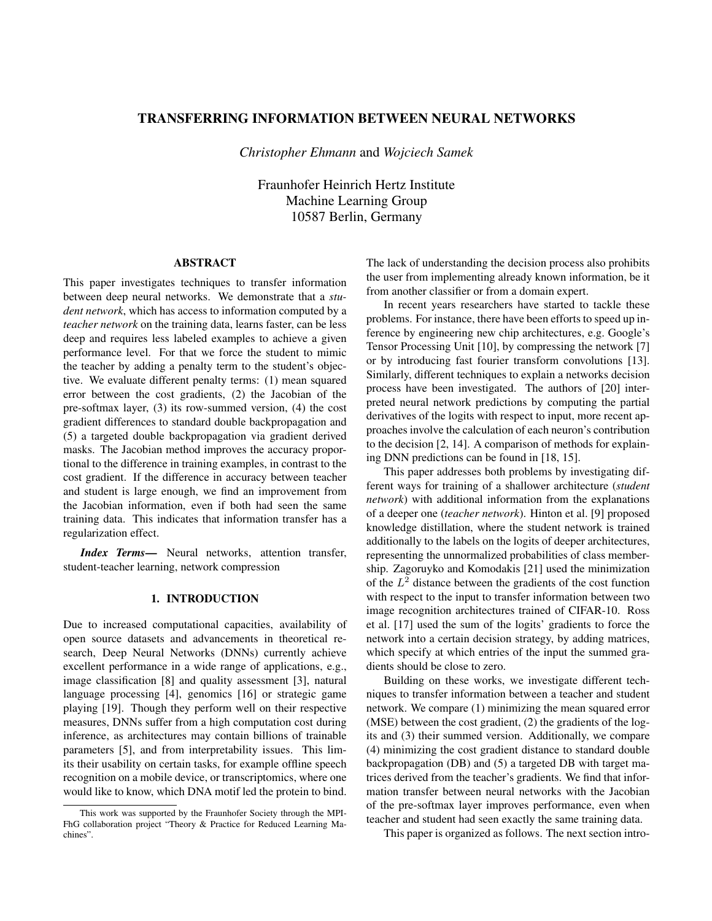# TRANSFERRING INFORMATION BETWEEN NEURAL NETWORKS

*Christopher Ehmann* and *Wojciech Samek*

Fraunhofer Heinrich Hertz Institute
Machine Learning Group
10587 Berlin, Germany

## ABSTRACT

This paper investigates techniques to transfer information between deep neural networks. We demonstrate that a *student network*, which has access to information computed by a *teacher network* on the training data, learns faster, can be less deep and requires less labeled examples to achieve a given performance level. For that we force the student to mimic the teacher by adding a penalty term to the student's objective. We evaluate different penalty terms: (1) mean squared error between the cost gradients, (2) the Jacobian of the pre-softmax layer, (3) its row-summed version, (4) the cost gradient differences to standard double backpropagation and (5) a targeted double backpropagation via gradient derived masks. The Jacobian method improves the accuracy proportional to the difference in training examples, in contrast to the cost gradient. If the difference in accuracy between teacher and student is large enough, we find an improvement from the Jacobian information, even if both had seen the same training data. This indicates that information transfer has a regularization effect.

***Index Terms*—** Neural networks, attention transfer, student-teacher learning, network compression

## 1. INTRODUCTION

Due to increased computational capacities, availability of open source datasets and advancements in theoretical research, Deep Neural Networks (DNNs) currently achieve excellent performance in a wide range of applications, e.g., image classification [8] and quality assessment [3], natural language processing [4], genomics [16] or strategic game playing [19]. Though they perform well on their respective measures, DNNs suffer from a high computation cost during inference, as architectures may contain billions of trainable parameters [5], and from interpretability issues. This limits their usability on certain tasks, for example offline speech recognition on a mobile device, or transcriptomics, where one would like to know, which DNA motif led the protein to bind. The lack of understanding the decision process also prohibits the user from implementing already known information, be it from another classifier or from a domain expert.

In recent years researchers have started to tackle these problems. For instance, there have been efforts to speed up inference by engineering new chip architectures, e.g. Google's Tensor Processing Unit [10], by compressing the network [7] or by introducing fast fourier transform convolutions [13]. Similarly, different techniques to explain a networks decision process have been investigated. The authors of [20] interpreted neural network predictions by computing the partial derivatives of the logits with respect to input, more recent approaches involve the calculation of each neuron's contribution to the decision [2, 14]. A comparison of methods for explaining DNN predictions can be found in [18, 15].

This paper addresses both problems by investigating different ways for training of a shallower architecture (*student network*) with additional information from the explanations of a deeper one (*teacher network*). Hinton et al. [9] proposed knowledge distillation, where the student network is trained additionally to the labels on the logits of deeper architectures, representing the unnormalized probabilities of class membership. Zagoruyko and Komodakis [21] used the minimization of the $L^2$ distance between the gradients of the cost function with respect to the input to transfer information between two image recognition architectures trained of CIFAR-10. Ross et al. [17] used the sum of the logits' gradients to force the network into a certain decision strategy, by adding matrices, which specify at which entries of the input the summed gradients should be close to zero.

Building on these works, we investigate different techniques to transfer information between a teacher and student network. We compare (1) minimizing the mean squared error (MSE) between the cost gradient, (2) the gradients of the logits and (3) their summed version. Additionally, we compare (4) minimizing the cost gradient distance to standard double backpropagation (DB) and (5) a targeted DB with target matrices derived from the teacher's gradients. We find that information transfer between neural networks with the Jacobian of the pre-softmax layer improves performance, even when teacher and student had seen exactly the same training data.

This paper is organized as follows. The next section intro-

This work was supported by the Fraunhofer Society through the MPI-FhG collaboration project "Theory & Practice for Reduced Learning Machines".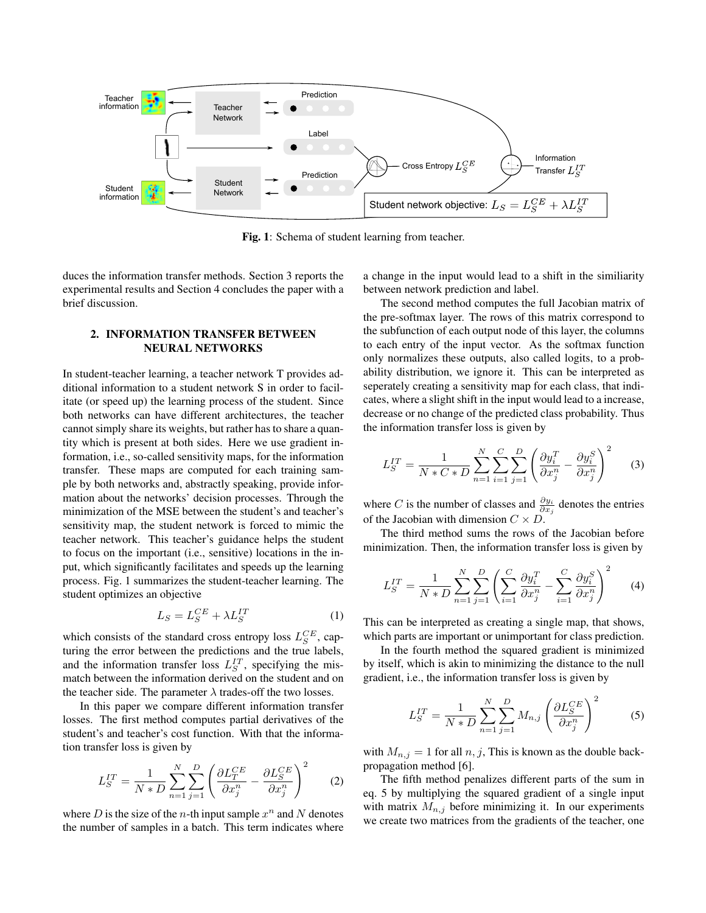Fig. 1: Schema of student learning from teacher.

duces the information transfer methods. Section 3 reports the experimental results and Section 4 concludes the paper with a brief discussion.

## 2. INFORMATION TRANSFER BETWEEN NEURAL NETWORKS

In student-teacher learning, a teacher network T provides additional information to a student network S in order to facilitate (or speed up) the learning process of the student. Since both networks can have different architectures, the teacher cannot simply share its weights, but rather has to share a quantity which is present at both sides. Here we use gradient information, i.e., so-called sensitivity maps, for the information transfer. These maps are computed for each training sample by both networks and, abstractly speaking, provide information about the networks' decision processes. Through the minimization of the MSE between the student's and teacher's sensitivity map, the student network is forced to mimic the teacher network. This teacher's guidance helps the student to focus on the important (i.e., sensitive) locations in the input, which significantly facilitates and speeds up the learning process. Fig. 1 summarizes the student-teacher learning. The student optimizes an objective

$$L_S = L_S^{CE} + \lambda L_S^{IT} \tag{1}$$

which consists of the standard cross entropy loss $L_S^{CE}$, capturing the error between the predictions and the true labels, and the information transfer loss $L_S^{IT}$, specifying the mismatch between the information derived on the student and on the teacher side. The parameter $\lambda$ trades-off the two losses.

In this paper we compare different information transfer losses. The first method computes partial derivatives of the student's and teacher's cost function. With that the information transfer loss is given by

$$L_S^{IT} = \frac{1}{N*D}\sum_{n=1}^{N}\sum_{j=1}^{D}\left(\frac{\partial L_T^{CE}}{\partial x_j^n} - \frac{\partial L_S^{CE}}{\partial x_j^n}\right)^2 \tag{2}$$

where $D$ is the size of the $n$-th input sample $x^n$ and $N$ denotes the number of samples in a batch. This term indicates where a change in the input would lead to a shift in the similiarity between network prediction and label.

The second method computes the full Jacobian matrix of the pre-softmax layer. The rows of this matrix correspond to the subfunction of each output node of this layer, the columns to each entry of the input vector. As the softmax function only normalizes these outputs, also called logits, to a probability distribution, we ignore it. This can be interpreted as seperately creating a sensitivity map for each class, that indicates, where a slight shift in the input would lead to a increase, decrease or no change of the predicted class probability. Thus the information transfer loss is given by

$$L_S^{IT} = \frac{1}{N*C*D}\sum_{n=1}^{N}\sum_{i=1}^{C}\sum_{j=1}^{D}\left(\frac{\partial y_i^T}{\partial x_j^n} - \frac{\partial y_i^S}{\partial x_j^n}\right)^2 \tag{3}$$

where $C$ is the number of classes and $\frac{\partial y_i}{\partial x_j}$ denotes the entries of the Jacobian with dimension $C \times D$.

The third method sums the rows of the Jacobian before minimization. Then, the information transfer loss is given by

$$L_S^{IT} = \frac{1}{N*D}\sum_{n=1}^{N}\sum_{j=1}^{D}\left(\sum_{i=1}^{C}\frac{\partial y_i^T}{\partial x_j^n} - \sum_{i=1}^{C}\frac{\partial y_i^S}{\partial x_j^n}\right)^2 \tag{4}$$

This can be interpreted as creating a single map, that shows, which parts are important or unimportant for class prediction.

In the fourth method the squared gradient is minimized by itself, which is akin to minimizing the distance to the null gradient, i.e., the information transfer loss is given by

$$L_S^{IT} = \frac{1}{N*D}\sum_{n=1}^{N}\sum_{j=1}^{D} M_{n,j}\left(\frac{\partial L_S^{CE}}{\partial x_j^n}\right)^2 \tag{5}$$

with $M_{n,j} = 1$ for all $n, j$, This is known as the double backpropagation method [6].

The fifth method penalizes different parts of the sum in eq. 5 by multiplying the squared gradient of a single input with matrix $M_{n,j}$ before minimizing it. In our experiments we create two matrices from the gradients of the teacher, one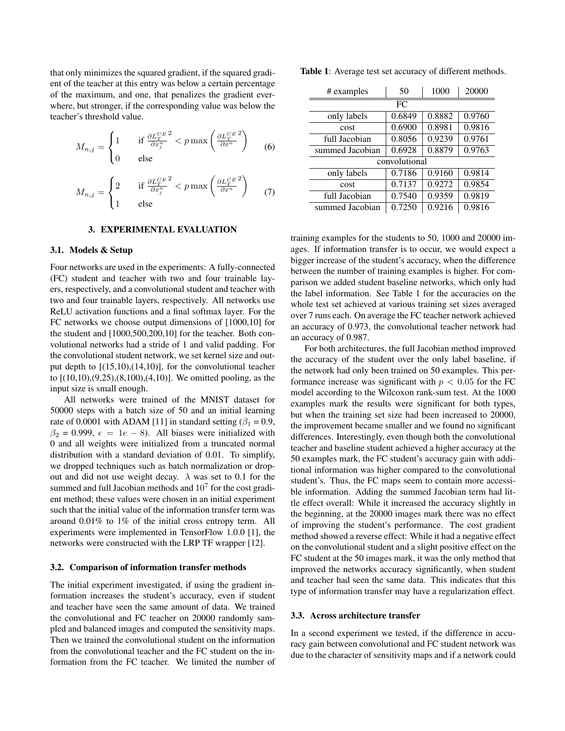that only minimizes the squared gradient, if the squared gradient of the teacher at this entry was below a certain percentage of the maximum, and one, that penalizes the gradient everywhere, but stronger, if the corresponding value was below the teacher's threshold value.

$$M_{n,j} = \begin{cases} 1 & \text{if } \frac{\partial L_T^{CE}}{\partial x_j^n}^2 < p \max\left(\frac{\partial L_T^{CE}}{\partial x^n}^2\right) \\ 0 & \text{else} \end{cases} \tag{6}$$

$$M_{n,j} = \begin{cases} 2 & \text{if } \frac{\partial L_T^{CE}}{\partial x_j^n}^2 < p \max\left(\frac{\partial L_T^{CE}}{\partial x^n}^2\right) \\ 1 & \text{else} \end{cases} \tag{7}$$

## 3. EXPERIMENTAL EVALUATION

### 3.1. Models & Setup

Four networks are used in the experiments: A fully-connected (FC) student and teacher with two and four trainable layers, respectively, and a convolutional student and teacher with two and four trainable layers, respectively. All networks use ReLU activation functions and a final softmax layer. For the FC networks we choose output dimensions of [1000,10] for the student and [1000,500,200,10] for the teacher. Both convolutional networks had a stride of 1 and valid padding. For the convolutional student network, we set kernel size and output depth to [(15,10),(14,10)], for the convolutional teacher to [(10,10),(9,25),(8,100),(4,10)]. We omitted pooling, as the input size is small enough.

All networks were trained of the MNIST dataset for 50000 steps with a batch size of 50 and an initial learning rate of 0.0001 with ADAM [11] in standard setting ($\beta_1$ = 0.9, $\beta_2$ = 0.999, $\epsilon = 1e-8$). All biases were initialized with 0 and all weights were initialized from a truncated normal distribution with a standard deviation of 0.01. To simplify, we dropped techniques such as batch normalization or dropout and did not use weight decay. $\lambda$ was set to 0.1 for the summed and full Jacobian methods and $10^7$ for the cost gradient method; these values were chosen in an initial experiment such that the initial value of the information transfer term was around 0.01% to 1% of the initial cross entropy term. All experiments were implemented in TensorFlow 1.0.0 [1], the networks were constructed with the LRP TF wrapper [12].

### 3.2. Comparison of information transfer methods

The initial experiment investigated, if using the gradient information increases the student's accuracy, even if student and teacher have seen the same amount of data. We trained the convolutional and FC teacher on 20000 randomly sampled and balanced images and computed the sensitivity maps. Then we trained the convolutional student on the information from the convolutional teacher and the FC student on the information from the FC teacher. We limited the number of training examples for the students to 50, 1000 and 20000 images. If information transfer is to occur, we would expect a bigger increase of the student's accuracy, when the difference between the number of training examples is higher. For comparison we added student baseline networks, which only had the label information. See Table 1 for the accuracies on the whole test set achieved at various training set sizes averaged over 7 runs each. On average the FC teacher network achieved an accuracy of 0.973, the convolutional teacher network had an accuracy of 0.987.

**Table 1**: Average test set accuracy of different methods.

| # examples | 50 | 1000 | 20000 |
|---|---|---|---|
| FC | | | |
| only labels | 0.6849 | 0.8882 | 0.9760 |
| cost | 0.6900 | 0.8981 | 0.9816 |
| full Jacobian | 0.8056 | 0.9239 | 0.9761 |
| summed Jacobian | 0.6928 | 0.8879 | 0.9763 |
| convolutional | | | |
| only labels | 0.7186 | 0.9160 | 0.9814 |
| cost | 0.7137 | 0.9272 | 0.9854 |
| full Jacobian | 0.7540 | 0.9359 | 0.9819 |
| summed Jacobian | 0.7250 | 0.9216 | 0.9816 |

For both architectures, the full Jacobian method improved the accuracy of the student over the only label baseline, if the network had only been trained on 50 examples. This performance increase was significant with $p < 0.05$ for the FC model according to the Wilcoxon rank-sum test. At the 1000 examples mark the results were significant for both types, but when the training set size had been increased to 20000, the improvement became smaller and we found no significant differences. Interestingly, even though both the convolutional teacher and baseline student achieved a higher accuracy at the 50 examples mark, the FC student's accuracy gain with additional information was higher compared to the convolutional student's. Thus, the FC maps seem to contain more accessible information. Adding the summed Jacobian term had little effect overall: While it increased the accuracy slightly in the beginning, at the 20000 images mark there was no effect of improving the student's performance. The cost gradient method showed a reverse effect: While it had a negative effect on the convolutional student and a slight positive effect on the FC student at the 50 images mark, it was the only method that improved the networks accuracy significantly, when student and teacher had seen the same data. This indicates that this type of information transfer may have a regularization effect.

### 3.3. Across architecture transfer

In a second experiment we tested, if the difference in accuracy gain between convolutional and FC student network was due to the character of sensitivity maps and if a network could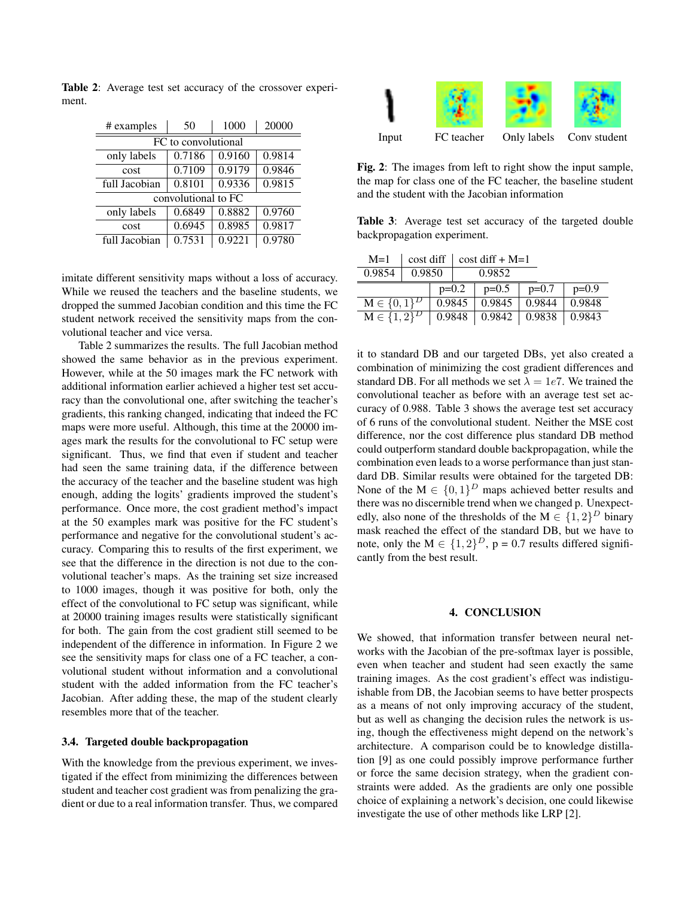**Table 2**: Average test set accuracy of the crossover experiment.

| # examples | 50 | 1000 | 20000 |
|---|---|---|---|
| FC to convolutional | | | |
| only labels | 0.7186 | 0.9160 | 0.9814 |
| cost | 0.7109 | 0.9179 | 0.9846 |
| full Jacobian | 0.8101 | 0.9336 | 0.9815 |
| convolutional to FC | | | |
| only labels | 0.6849 | 0.8882 | 0.9760 |
| cost | 0.6945 | 0.8985 | 0.9817 |
| full Jacobian | 0.7531 | 0.9221 | 0.9780 |

imitate different sensitivity maps without a loss of accuracy. While we reused the teachers and the baseline students, we dropped the summed Jacobian condition and this time the FC student network received the sensitivity maps from the convolutional teacher and vice versa.

Table 2 summarizes the results. The full Jacobian method showed the same behavior as in the previous experiment. However, while at the 50 images mark the FC network with additional information earlier achieved a higher test set accuracy than the convolutional one, after switching the teacher's gradients, this ranking changed, indicating that indeed the FC maps were more useful. Although, this time at the 20000 images mark the results for the convolutional to FC setup were significant. Thus, we find that even if student and teacher had seen the same training data, if the difference between the accuracy of the teacher and the baseline student was high enough, adding the logits' gradients improved the student's performance. Once more, the cost gradient method's impact at the 50 examples mark was positive for the FC student's performance and negative for the convolutional student's accuracy. Comparing this to results of the first experiment, we see that the difference in the direction is not due to the convolutional teacher's maps. As the training set size increased to 1000 images, though it was positive for both, only the effect of the convolutional to FC setup was significant, while at 20000 training images results were statistically significant for both. The gain from the cost gradient still seemed to be independent of the difference in information. In Figure 2 we see the sensitivity maps for class one of a FC teacher, a convolutional student without information and a convolutional student with the added information from the FC teacher's Jacobian. After adding these, the map of the student clearly resembles more that of the teacher.

### 3.4. Targeted double backpropagation

With the knowledge from the previous experiment, we investigated if the effect from minimizing the differences between student and teacher cost gradient was from penalizing the gradient or due to a real information transfer. Thus, we compared it to standard DB and our targeted DBs, yet also created a combination of minimizing the cost gradient differences and standard DB. For all methods we set $\lambda = 1e7$. We trained the convolutional teacher as before with an average test set accuracy of 0.988. Table 3 shows the average test set accuracy of 6 runs of the convolutional student. Neither the MSE cost difference, nor the cost difference plus standard DB method could outperform standard double backpropagation, while the combination even leads to a worse performance than just standard DB. Similar results were obtained for the targeted DB: None of the $M \in \{0,1\}^D$ maps achieved better results and there was no discernible trend when we changed p. Unexpectedly, also none of the thresholds of the $M \in \{1,2\}^D$ binary mask reached the effect of the standard DB, but we have to note, only the $M \in \{1,2\}^D$, p = 0.7 results differed significantly from the best result.

Input | FC teacher | Only labels | Conv student

**Fig. 2**: The images from left to right show the input sample, the map for class one of the FC teacher, the baseline student and the student with the Jacobian information

**Table 3**: Average test set accuracy of the targeted double backpropagation experiment.

| M=1 | cost diff | cost diff + M=1 |
|---|---|---|
| 0.9854 | 0.9850 | 0.9852 |

| | p=0.2 | p=0.5 | p=0.7 | p=0.9 |
|---|---|---|---|---|
| $M \in \{0,1\}^D$ | 0.9845 | 0.9845 | 0.9844 | 0.9848 |
| $M \in \{1,2\}^D$ | 0.9848 | 0.9842 | 0.9838 | 0.9843 |

## 4. CONCLUSION

We showed, that information transfer between neural networks with the Jacobian of the pre-softmax layer is possible, even when teacher and student had seen exactly the same training images. As the cost gradient's effect was indistiguishable from DB, the Jacobian seems to have better prospects as a means of not only improving accuracy of the student, but as well as changing the decision rules the network is using, though the effectiveness might depend on the network's architecture. A comparison could be to knowledge distillation [9] as one could possibly improve performance further or force the same decision strategy, when the gradient constraints were added. As the gradients are only one possible choice of explaining a network's decision, one could likewise investigate the use of other methods like LRP [2].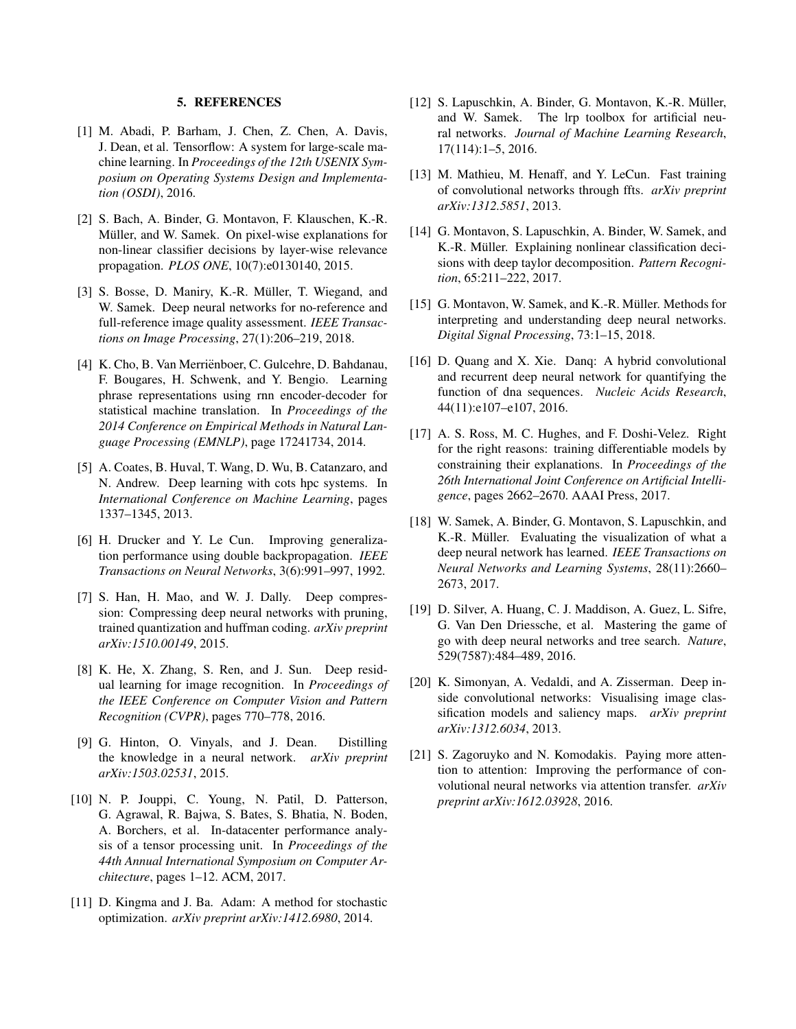## 5. REFERENCES

[1] M. Abadi, P. Barham, J. Chen, Z. Chen, A. Davis, J. Dean, et al. Tensorflow: A system for large-scale machine learning. In *Proceedings of the 12th USENIX Symposium on Operating Systems Design and Implementation (OSDI)*, 2016.

[2] S. Bach, A. Binder, G. Montavon, F. Klauschen, K.-R. Müller, and W. Samek. On pixel-wise explanations for non-linear classifier decisions by layer-wise relevance propagation. *PLOS ONE*, 10(7):e0130140, 2015.

[3] S. Bosse, D. Maniry, K.-R. Müller, T. Wiegand, and W. Samek. Deep neural networks for no-reference and full-reference image quality assessment. *IEEE Transactions on Image Processing*, 27(1):206–219, 2018.

[4] K. Cho, B. Van Merriënboer, C. Gulcehre, D. Bahdanau, F. Bougares, H. Schwenk, and Y. Bengio. Learning phrase representations using rnn encoder-decoder for statistical machine translation. In *Proceedings of the 2014 Conference on Empirical Methods in Natural Language Processing (EMNLP)*, page 17241734, 2014.

[5] A. Coates, B. Huval, T. Wang, D. Wu, B. Catanzaro, and N. Andrew. Deep learning with cots hpc systems. In *International Conference on Machine Learning*, pages 1337–1345, 2013.

[6] H. Drucker and Y. Le Cun. Improving generalization performance using double backpropagation. *IEEE Transactions on Neural Networks*, 3(6):991–997, 1992.

[7] S. Han, H. Mao, and W. J. Dally. Deep compression: Compressing deep neural networks with pruning, trained quantization and huffman coding. *arXiv preprint arXiv:1510.00149*, 2015.

[8] K. He, X. Zhang, S. Ren, and J. Sun. Deep residual learning for image recognition. In *Proceedings of the IEEE Conference on Computer Vision and Pattern Recognition (CVPR)*, pages 770–778, 2016.

[9] G. Hinton, O. Vinyals, and J. Dean. Distilling the knowledge in a neural network. *arXiv preprint arXiv:1503.02531*, 2015.

[10] N. P. Jouppi, C. Young, N. Patil, D. Patterson, G. Agrawal, R. Bajwa, S. Bates, S. Bhatia, N. Boden, A. Borchers, et al. In-datacenter performance analysis of a tensor processing unit. In *Proceedings of the 44th Annual International Symposium on Computer Architecture*, pages 1–12. ACM, 2017.

[11] D. Kingma and J. Ba. Adam: A method for stochastic optimization. *arXiv preprint arXiv:1412.6980*, 2014.

[12] S. Lapuschkin, A. Binder, G. Montavon, K.-R. Müller, and W. Samek. The lrp toolbox for artificial neural networks. *Journal of Machine Learning Research*, 17(114):1–5, 2016.

[13] M. Mathieu, M. Henaff, and Y. LeCun. Fast training of convolutional networks through ffts. *arXiv preprint arXiv:1312.5851*, 2013.

[14] G. Montavon, S. Lapuschkin, A. Binder, W. Samek, and K.-R. Müller. Explaining nonlinear classification decisions with deep taylor decomposition. *Pattern Recognition*, 65:211–222, 2017.

[15] G. Montavon, W. Samek, and K.-R. Müller. Methods for interpreting and understanding deep neural networks. *Digital Signal Processing*, 73:1–15, 2018.

[16] D. Quang and X. Xie. Danq: A hybrid convolutional and recurrent deep neural network for quantifying the function of dna sequences. *Nucleic Acids Research*, 44(11):e107–e107, 2016.

[17] A. S. Ross, M. C. Hughes, and F. Doshi-Velez. Right for the right reasons: training differentiable models by constraining their explanations. In *Proceedings of the 26th International Joint Conference on Artificial Intelligence*, pages 2662–2670. AAAI Press, 2017.

[18] W. Samek, A. Binder, G. Montavon, S. Lapuschkin, and K.-R. Müller. Evaluating the visualization of what a deep neural network has learned. *IEEE Transactions on Neural Networks and Learning Systems*, 28(11):2660–2673, 2017.

[19] D. Silver, A. Huang, C. J. Maddison, A. Guez, L. Sifre, G. Van Den Driessche, et al. Mastering the game of go with deep neural networks and tree search. *Nature*, 529(7587):484–489, 2016.

[20] K. Simonyan, A. Vedaldi, and A. Zisserman. Deep inside convolutional networks: Visualising image classification models and saliency maps. *arXiv preprint arXiv:1312.6034*, 2013.

[21] S. Zagoruyko and N. Komodakis. Paying more attention to attention: Improving the performance of convolutional neural networks via attention transfer. *arXiv preprint arXiv:1612.03928*, 2016.